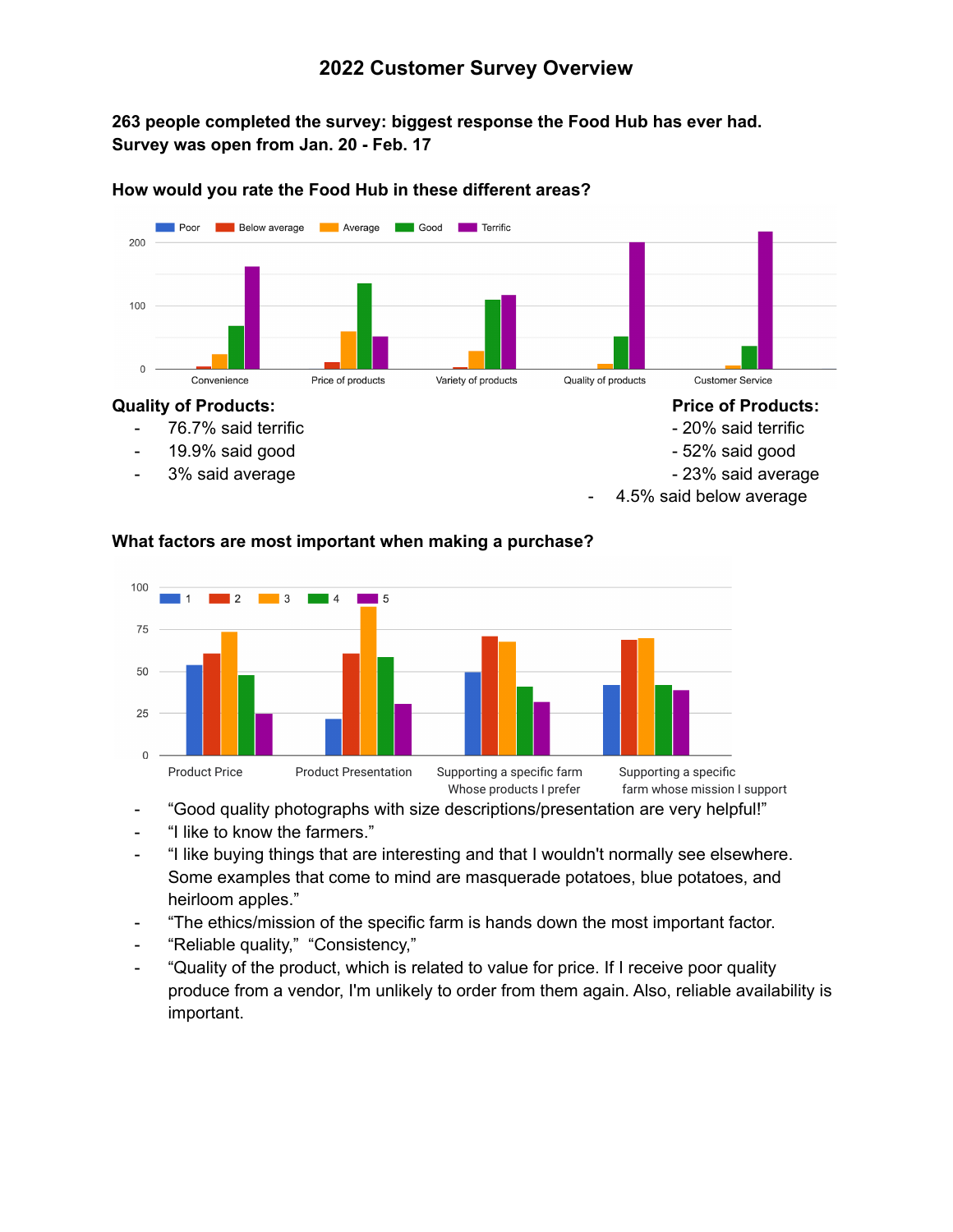# 2022 Customer Survey Overview

**263 people completed the survey: biggest response the Food Hub has ever had.**
**Survey was open from Jan. 20 - Feb. 17**

### How would you rate the Food Hub in these different areas?

**Quality of Products:**
- 76.7% said terrific
- 19.9% said good
- 3% said average

**Price of Products:**
- 20% said terrific
- 52% said good
- 23% said average
- 4.5% said below average

### What factors are most important when making a purchase?

- "Good quality photographs with size descriptions/presentation are very helpful!"
- "I like to know the farmers."
- "I like buying things that are interesting and that I wouldn't normally see elsewhere. Some examples that come to mind are masquerade potatoes, blue potatoes, and heirloom apples."
- "The ethics/mission of the specific farm is hands down the most important factor.
- "Reliable quality," "Consistency,"
- "Quality of the product, which is related to value for price. If I receive poor quality produce from a vendor, I'm unlikely to order from them again. Also, reliable availability is important.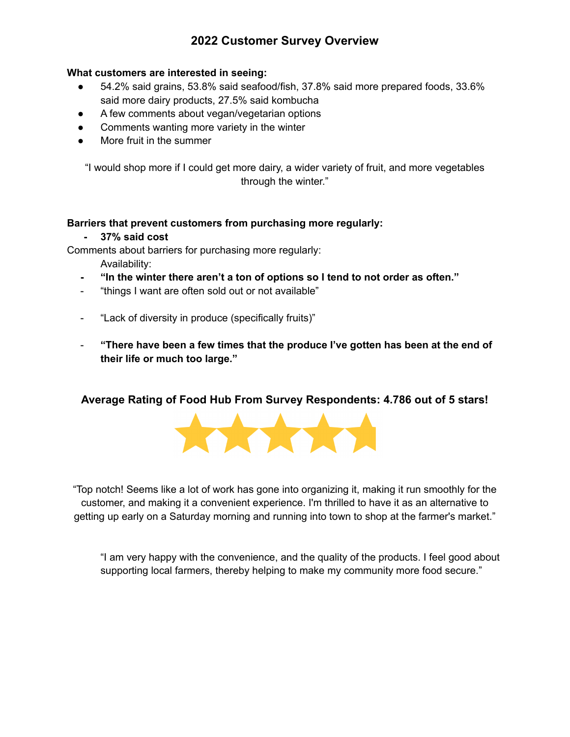# 2022 Customer Survey Overview

**What customers are interested in seeing:**

- 54.2% said grains, 53.8% said seafood/fish, 37.8% said more prepared foods, 33.6% said more dairy products, 27.5% said kombucha
- A few comments about vegan/vegetarian options
- Comments wanting more variety in the winter
- More fruit in the summer

"I would shop more if I could get more dairy, a wider variety of fruit, and more vegetables through the winter."

**Barriers that prevent customers from purchasing more regularly:**

- **37% said cost**

Comments about barriers for purchasing more regularly:

Availability:

- **"In the winter there aren't a ton of options so I tend to not order as often."**
- "things I want are often sold out or not available"
- "Lack of diversity in produce (specifically fruits)"
- **"There have been a few times that the produce I've gotten has been at the end of their life or much too large."**

**Average Rating of Food Hub From Survey Respondents: 4.786 out of 5 stars!**

"Top notch! Seems like a lot of work has gone into organizing it, making it run smoothly for the customer, and making it a convenient experience. I'm thrilled to have it as an alternative to getting up early on a Saturday morning and running into town to shop at the farmer's market."

"I am very happy with the convenience, and the quality of the products. I feel good about supporting local farmers, thereby helping to make my community more food secure."